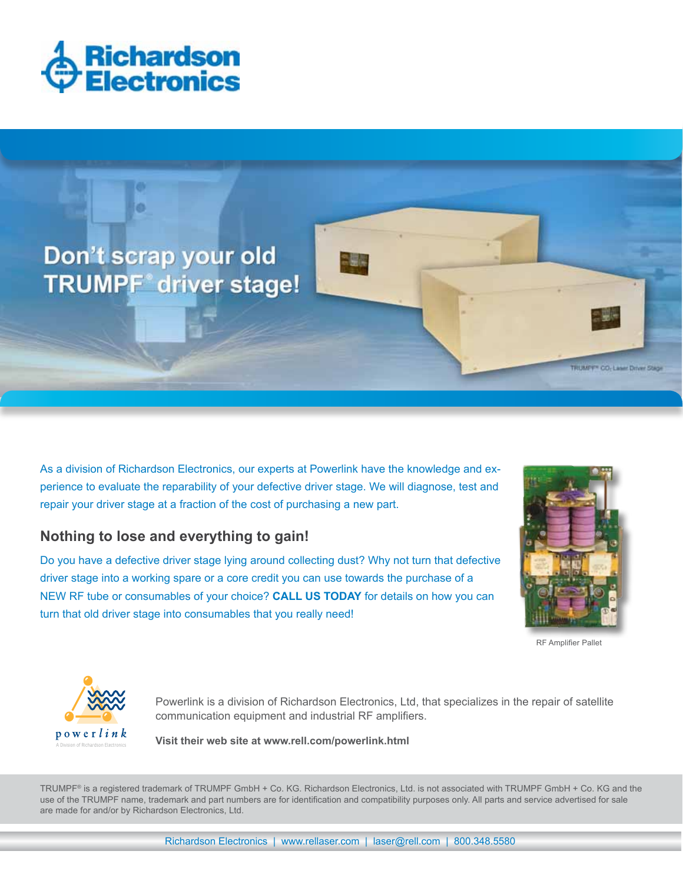# Richardson Electronics

## Don't scrap your old TRUMPF® driver stage!

TRUMPF® $CO_2$ Laser Driver Stage

As a division of Richardson Electronics, our experts at Powerlink have the knowledge and experience to evaluate the reparability of your defective driver stage. We will diagnose, test and repair your driver stage at a fraction of the cost of purchasing a new part.

### Nothing to lose and everything to gain!

Do you have a defective driver stage lying around collecting dust? Why not turn that defective driver stage into a working spare or a core credit you can use towards the purchase of a NEW RF tube or consumables of your choice? **CALL US TODAY** for details on how you can turn that old driver stage into consumables that you really need!

RF Amplifier Pallet

powerlink
A Division of Richardson Electronics

Powerlink is a division of Richardson Electronics, Ltd, that specializes in the repair of satellite communication equipment and industrial RF amplifiers.

**Visit their web site at www.rell.com/powerlink.html**

TRUMPF® is a registered trademark of TRUMPF GmbH + Co. KG. Richardson Electronics, Ltd. is not associated with TRUMPF GmbH + Co. KG and the use of the TRUMPF name, trademark and part numbers are for identification and compatibility purposes only. All parts and service advertised for sale are made for and/or by Richardson Electronics, Ltd.

Richardson Electronics | www.rellaser.com | laser@rell.com | 800.348.5580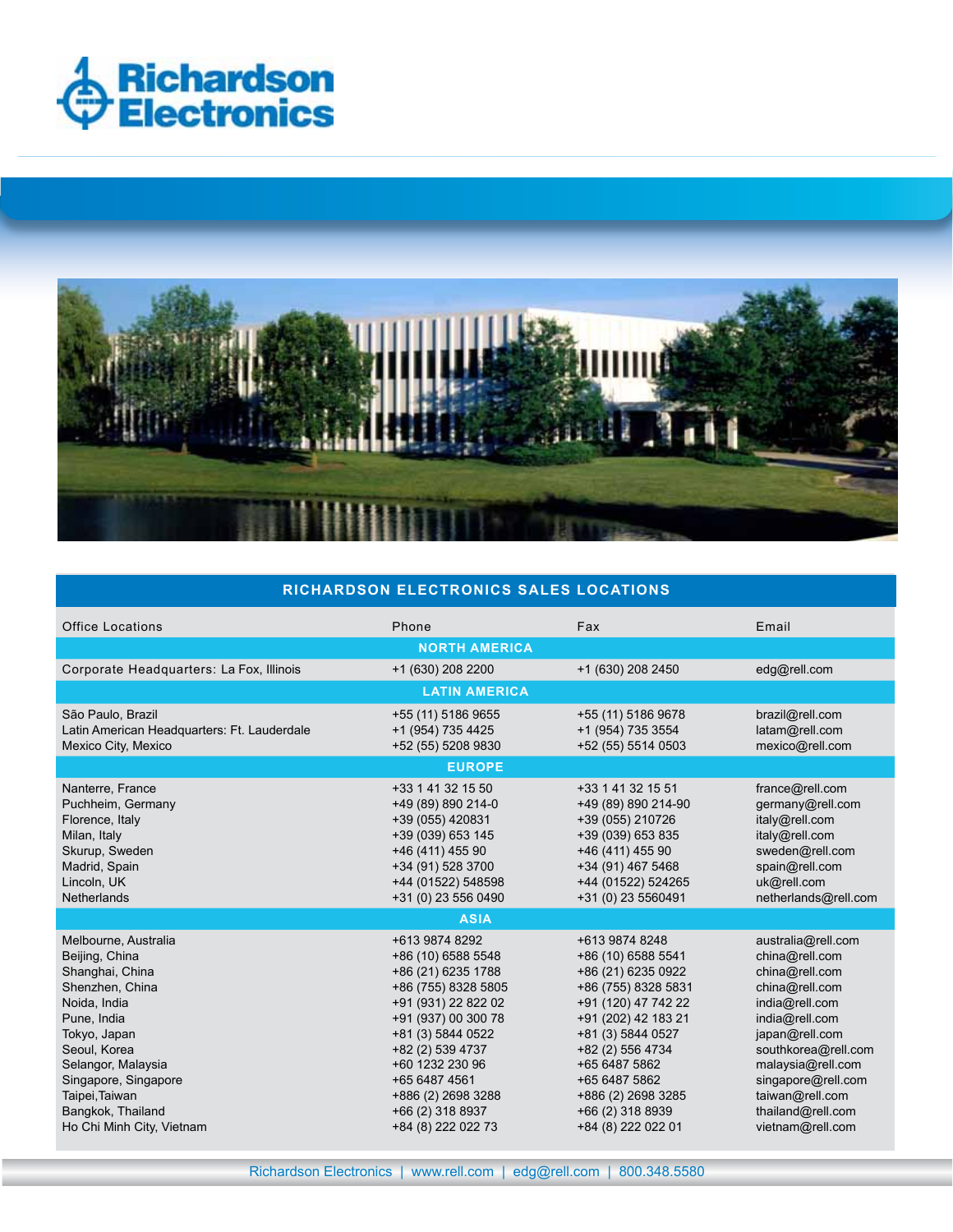Richardson Electronics

## RICHARDSON ELECTRONICS SALES LOCATIONS

| Office Locations | Phone | Fax | Email |
|---|---|---|---|
| **NORTH AMERICA** | | | |
| Corporate Headquarters: La Fox, Illinois | +1 (630) 208 2200 | +1 (630) 208 2450 | edg@rell.com |
| **LATIN AMERICA** | | | |
| São Paulo, Brazil | +55 (11) 5186 9655 | +55 (11) 5186 9678 | brazil@rell.com |
| Latin American Headquarters: Ft. Lauderdale | +1 (954) 735 4425 | +1 (954) 735 3554 | latam@rell.com |
| Mexico City, Mexico | +52 (55) 5208 9830 | +52 (55) 5514 0503 | mexico@rell.com |
| **EUROPE** | | | |
| Nanterre, France | +33 1 41 32 15 50 | +33 1 41 32 15 51 | france@rell.com |
| Puchheim, Germany | +49 (89) 890 214-0 | +49 (89) 890 214-90 | germany@rell.com |
| Florence, Italy | +39 (055) 420831 | +39 (055) 210726 | italy@rell.com |
| Milan, Italy | +39 (039) 653 145 | +39 (039) 653 835 | italy@rell.com |
| Skurup, Sweden | +46 (411) 455 90 | +46 (411) 455 90 | sweden@rell.com |
| Madrid, Spain | +34 (91) 528 3700 | +34 (91) 467 5468 | spain@rell.com |
| Lincoln, UK | +44 (01522) 548598 | +44 (01522) 524265 | uk@rell.com |
| Netherlands | +31 (0) 23 556 0490 | +31 (0) 23 5560491 | netherlands@rell.com |
| **ASIA** | | | |
| Melbourne, Australia | +613 9874 8292 | +613 9874 8248 | australia@rell.com |
| Beijing, China | +86 (10) 6588 5548 | +86 (10) 6588 5541 | china@rell.com |
| Shanghai, China | +86 (21) 6235 1788 | +86 (21) 6235 0922 | china@rell.com |
| Shenzhen, China | +86 (755) 8328 5805 | +86 (755) 8328 5831 | china@rell.com |
| Noida, India | +91 (931) 22 822 02 | +91 (120) 47 742 22 | india@rell.com |
| Pune, India | +91 (937) 00 300 78 | +91 (202) 42 183 21 | india@rell.com |
| Tokyo, Japan | +81 (3) 5844 0522 | +81 (3) 5844 0527 | japan@rell.com |
| Seoul, Korea | +82 (2) 539 4737 | +82 (2) 556 4734 | southkorea@rell.com |
| Selangor, Malaysia | +60 1232 230 96 | +65 6487 5862 | malaysia@rell.com |
| Singapore, Singapore | +65 6487 4561 | +65 6487 5862 | singapore@rell.com |
| Taipei,Taiwan | +886 (2) 2698 3288 | +886 (2) 2698 3285 | taiwan@rell.com |
| Bangkok, Thailand | +66 (2) 318 8937 | +66 (2) 318 8939 | thailand@rell.com |
| Ho Chi Minh City, Vietnam | +84 (8) 222 022 73 | +84 (8) 222 022 01 | vietnam@rell.com |

Richardson Electronics | www.rell.com | edg@rell.com | 800.348.5580